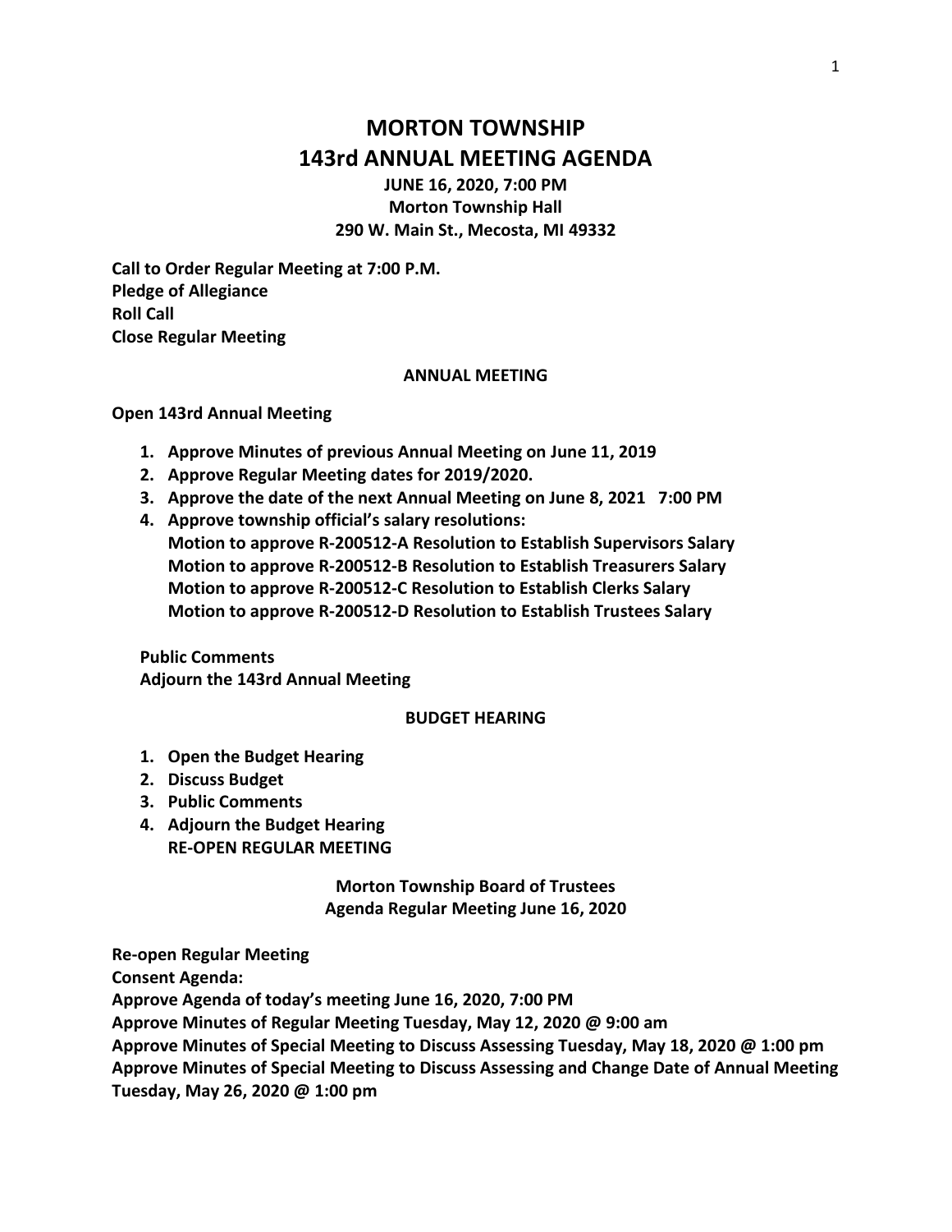# MORTON TOWNSHIP
# 143rd ANNUAL MEETING AGENDA

**JUNE 16, 2020, 7:00 PM**
**Morton Township Hall**
**290 W. Main St., Mecosta, MI 49332**

**Call to Order Regular Meeting at 7:00 P.M.**
**Pledge of Allegiance**
**Roll Call**
**Close Regular Meeting**

## ANNUAL MEETING

**Open 143rd Annual Meeting**

1. **Approve Minutes of previous Annual Meeting on June 11, 2019**
2. **Approve Regular Meeting dates for 2019/2020.**
3. **Approve the date of the next Annual Meeting on June 8, 2021 7:00 PM**
4. **Approve township official's salary resolutions:**
   **Motion to approve R-200512-A Resolution to Establish Supervisors Salary**
   **Motion to approve R-200512-B Resolution to Establish Treasurers Salary**
   **Motion to approve R-200512-C Resolution to Establish Clerks Salary**
   **Motion to approve R-200512-D Resolution to Establish Trustees Salary**

**Public Comments**
**Adjourn the 143rd Annual Meeting**

## BUDGET HEARING

1. **Open the Budget Hearing**
2. **Discuss Budget**
3. **Public Comments**
4. **Adjourn the Budget Hearing**
   **RE-OPEN REGULAR MEETING**

## Morton Township Board of Trustees
## Agenda Regular Meeting June 16, 2020

**Re-open Regular Meeting**
**Consent Agenda:**
**Approve Agenda of today's meeting June 16, 2020, 7:00 PM**
**Approve Minutes of Regular Meeting Tuesday, May 12, 2020 @ 9:00 am**
**Approve Minutes of Special Meeting to Discuss Assessing Tuesday, May 18, 2020 @ 1:00 pm**
**Approve Minutes of Special Meeting to Discuss Assessing and Change Date of Annual Meeting Tuesday, May 26, 2020 @ 1:00 pm**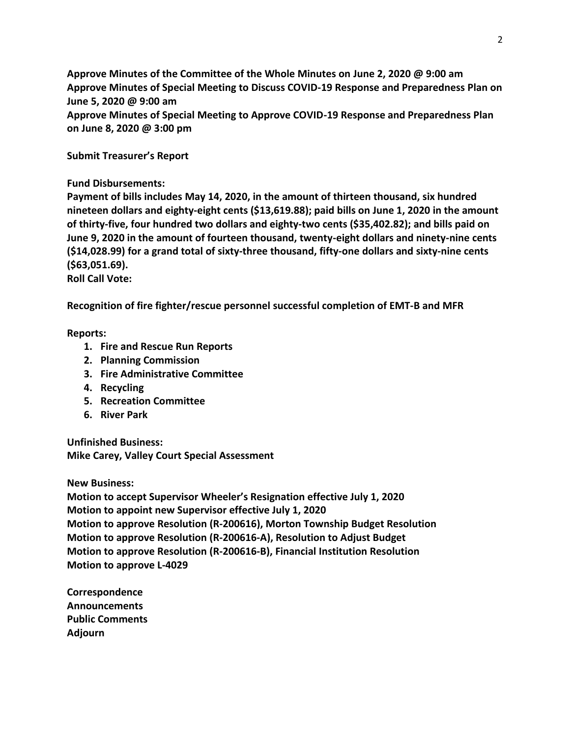**Approve Minutes of the Committee of the Whole Minutes on June 2, 2020 @ 9:00 am**
**Approve Minutes of Special Meeting to Discuss COVID-19 Response and Preparedness Plan on June 5, 2020 @ 9:00 am**
**Approve Minutes of Special Meeting to Approve COVID-19 Response and Preparedness Plan on June 8, 2020 @ 3:00 pm**

**Submit Treasurer's Report**

**Fund Disbursements:**
**Payment of bills includes May 14, 2020, in the amount of thirteen thousand, six hundred nineteen dollars and eighty-eight cents ($13,619.88); paid bills on June 1, 2020 in the amount of thirty-five, four hundred two dollars and eighty-two cents ($35,402.82); and bills paid on June 9, 2020 in the amount of fourteen thousand, twenty-eight dollars and ninety-nine cents ($14,028.99) for a grand total of sixty-three thousand, fifty-one dollars and sixty-nine cents ($63,051.69).**
**Roll Call Vote:**

**Recognition of fire fighter/rescue personnel successful completion of EMT-B and MFR**

**Reports:**

1. **Fire and Rescue Run Reports**
2. **Planning Commission**
3. **Fire Administrative Committee**
4. **Recycling**
5. **Recreation Committee**
6. **River Park**

**Unfinished Business:**
**Mike Carey, Valley Court Special Assessment**

**New Business:**
**Motion to accept Supervisor Wheeler's Resignation effective July 1, 2020**
**Motion to appoint new Supervisor effective July 1, 2020**
**Motion to approve Resolution (R-200616), Morton Township Budget Resolution**
**Motion to approve Resolution (R-200616-A), Resolution to Adjust Budget**
**Motion to approve Resolution (R-200616-B), Financial Institution Resolution**
**Motion to approve L-4029**

**Correspondence**
**Announcements**
**Public Comments**
**Adjourn**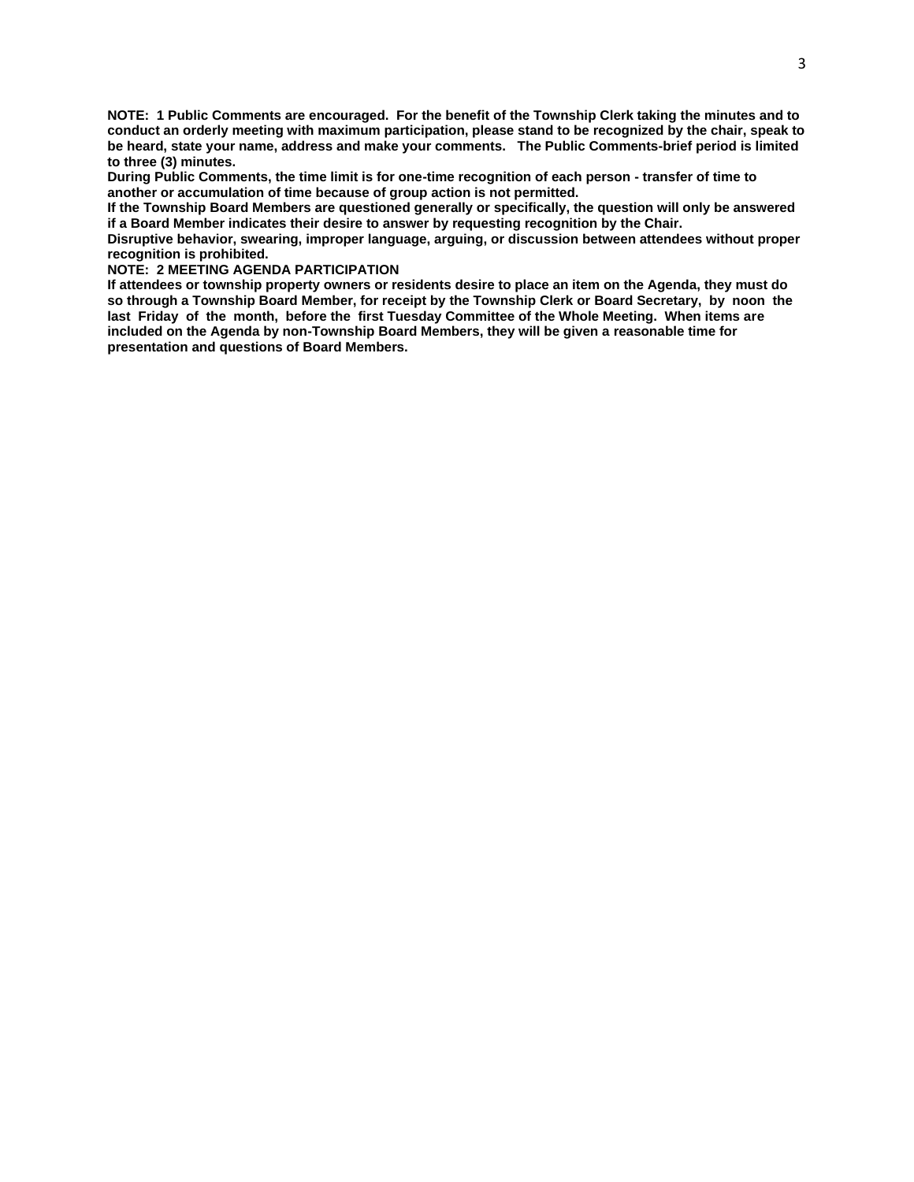**NOTE: 1 Public Comments are encouraged. For the benefit of the Township Clerk taking the minutes and to conduct an orderly meeting with maximum participation, please stand to be recognized by the chair, speak to be heard, state your name, address and make your comments. The Public Comments-brief period is limited to three (3) minutes.**

**During Public Comments, the time limit is for one-time recognition of each person - transfer of time to another or accumulation of time because of group action is not permitted.**

**If the Township Board Members are questioned generally or specifically, the question will only be answered if a Board Member indicates their desire to answer by requesting recognition by the Chair.**

**Disruptive behavior, swearing, improper language, arguing, or discussion between attendees without proper recognition is prohibited.**

**NOTE: 2 MEETING AGENDA PARTICIPATION**

**If attendees or township property owners or residents desire to place an item on the Agenda, they must do so through a Township Board Member, for receipt by the Township Clerk or Board Secretary, by noon the last Friday of the month, before the first Tuesday Committee of the Whole Meeting. When items are included on the Agenda by non-Township Board Members, they will be given a reasonable time for presentation and questions of Board Members.**